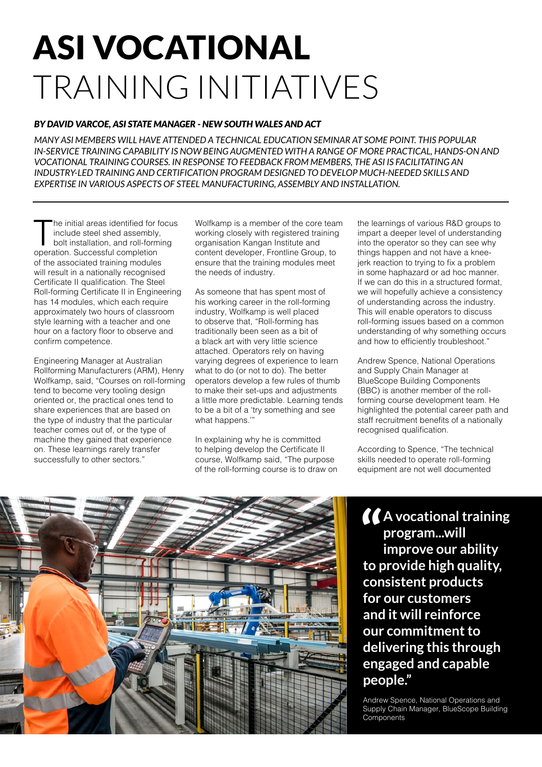# ASI VOCATIONAL TRAINING INITIATIVES

***BY DAVID VARCOE, ASI STATE MANAGER - NEW SOUTH WALES AND ACT***

*MANY ASI MEMBERS WILL HAVE ATTENDED A TECHNICAL EDUCATION SEMINAR AT SOME POINT. THIS POPULAR IN-SERVICE TRAINING CAPABILITY IS NOW BEING AUGMENTED WITH A RANGE OF MORE PRACTICAL, HANDS-ON AND VOCATIONAL TRAINING COURSES. IN RESPONSE TO FEEDBACK FROM MEMBERS, THE ASI IS FACILITATING AN INDUSTRY-LED TRAINING AND CERTIFICATION PROGRAM DESIGNED TO DEVELOP MUCH-NEEDED SKILLS AND EXPERTISE IN VARIOUS ASPECTS OF STEEL MANUFACTURING, ASSEMBLY AND INSTALLATION.*

---

The initial areas identified for focus include steel shed assembly, bolt installation, and roll-forming operation. Successful completion of the associated training modules will result in a nationally recognised Certificate II qualification. The Steel Roll-forming Certificate II in Engineering has 14 modules, which each require approximately two hours of classroom style learning with a teacher and one hour on a factory floor to observe and confirm competence.

Engineering Manager at Australian Rollforming Manufacturers (ARM), Henry Wolfkamp, said, "Courses on roll-forming tend to become very tooling design oriented or, the practical ones tend to share experiences that are based on the type of industry that the particular teacher comes out of, or the type of machine they gained that experience on. These learnings rarely transfer successfully to other sectors."

Wolfkamp is a member of the core team working closely with registered training organisation Kangan Institute and content developer, Frontline Group, to ensure that the training modules meet the needs of industry.

As someone that has spent most of his working career in the roll-forming industry, Wolfkamp is well placed to observe that, "Roll-forming has traditionally been seen as a bit of a black art with very little science attached. Operators rely on having varying degrees of experience to learn what to do (or not to do). The better operators develop a few rules of thumb to make their set-ups and adjustments a little more predictable. Learning tends to be a bit of a 'try something and see what happens.'"

In explaining why he is committed to helping develop the Certificate II course, Wolfkamp said, "The purpose of the roll-forming course is to draw on the learnings of various R&D groups to impart a deeper level of understanding into the operator so they can see why things happen and not have a knee-jerk reaction to trying to fix a problem in some haphazard or ad hoc manner. If we can do this in a structured format, we will hopefully achieve a consistency of understanding across the industry. This will enable operators to discuss roll-forming issues based on a common understanding of why something occurs and how to efficiently troubleshoot."

Andrew Spence, National Operations and Supply Chain Manager at BlueScope Building Components (BBC) is another member of the roll-forming course development team. He highlighted the potential career path and staff recruitment benefits of a nationally recognised qualification.

According to Spence, "The technical skills needed to operate roll-forming equipment are not well documented

> **"A vocational training program...will improve our ability to provide high quality, consistent products for our customers and it will reinforce our commitment to delivering this through engaged and capable people."**
>
> Andrew Spence, National Operations and Supply Chain Manager, BlueScope Building Components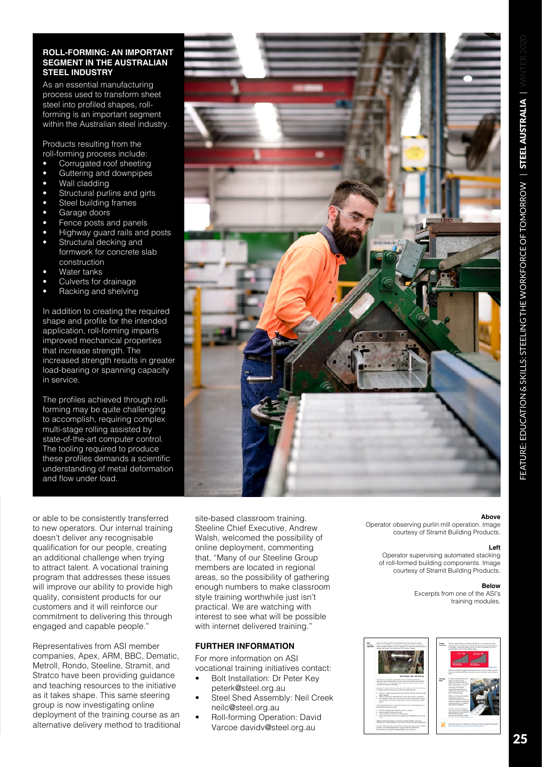## ROLL-FORMING: AN IMPORTANT SEGMENT IN THE AUSTRALIAN STEEL INDUSTRY

As an essential manufacturing process used to transform sheet steel into profiled shapes, roll-forming is an important segment within the Australian steel industry.

Products resulting from the roll-forming process include:

- Corrugated roof sheeting
- Guttering and downpipes
- Wall cladding
- Structural purlins and girts
- Steel building frames
- Garage doors
- Fence posts and panels
- Highway guard rails and posts
- Structural decking and formwork for concrete slab construction
- Water tanks
- Culverts for drainage
- Racking and shelving

In addition to creating the required shape and profile for the intended application, roll-forming imparts improved mechanical properties that increase strength. The increased strength results in greater load-bearing or spanning capacity in service.

The profiles achieved through roll-forming may be quite challenging to accomplish, requiring complex multi-stage rolling assisted by state-of-the-art computer control. The tooling required to produce these profiles demands a scientific understanding of metal deformation and flow under load.

or able to be consistently transferred to new operators. Our internal training doesn't deliver any recognisable qualification for our people, creating an additional challenge when trying to attract talent. A vocational training program that addresses these issues will improve our ability to provide high quality, consistent products for our customers and it will reinforce our commitment to delivering this through engaged and capable people."

Representatives from ASI member companies, Apex, ARM, BBC, Dematic, Metroll, Rondo, Steeline, Stramit, and Stratco have been providing guidance and teaching resources to the initiative as it takes shape. This same steering group is now investigating online deployment of the training course as an alternative delivery method to traditional site-based classroom training. Steeline Chief Executive, Andrew Walsh, welcomed the possibility of online deployment, commenting that, "Many of our Steeline Group members are located in regional areas, so the possibility of gathering enough numbers to make classroom style training worthwhile just isn't practical. We are watching with interest to see what will be possible with internet delivered training."

## FURTHER INFORMATION

For more information on ASI vocational training initiatives contact:

- Bolt Installation: Dr Peter Key peterk@steel.org.au
- Steel Shed Assembly: Neil Creek neilc@steel.org.au
- Roll-forming Operation: David Varcoe davidv@steel.org.au

**Above**
Operator observing purlin mill operation. Image courtesy of Stramit Building Products.

**Left**
Operator supervising automated stacking of roll-formed building components. Image courtesy of Stramit Building Products.

**Below**
Excerpts from one of the ASI's training modules.